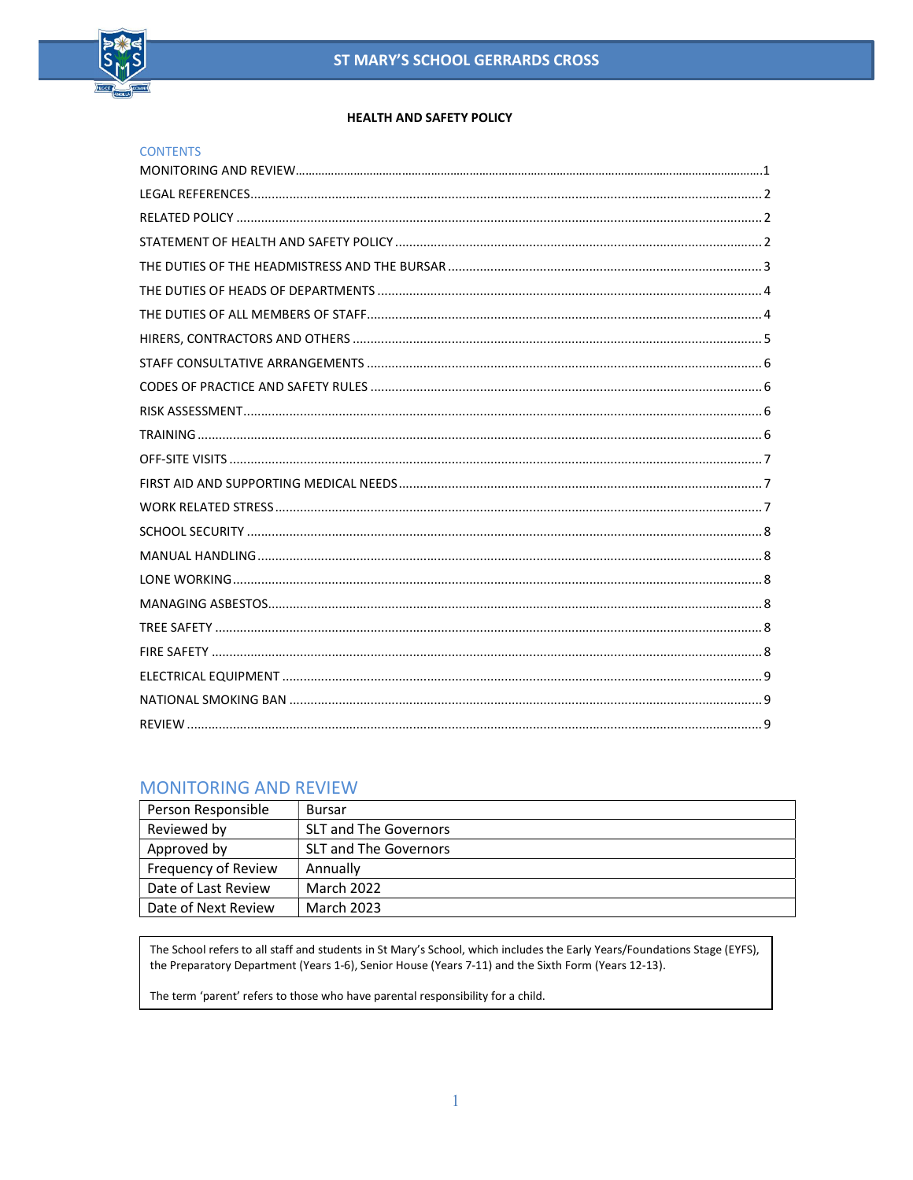# HEALTH AND SAFETY POLICY

## CONTENTS

MONITORING AND REVIEW.......1
LEGAL REFERENCES.......2
RELATED POLICY.......2
STATEMENT OF HEALTH AND SAFETY POLICY.......2
THE DUTIES OF THE HEADMISTRESS AND THE BURSAR.......3
THE DUTIES OF HEADS OF DEPARTMENTS.......4
THE DUTIES OF ALL MEMBERS OF STAFF.......4
HIRERS, CONTRACTORS AND OTHERS.......5
STAFF CONSULTATIVE ARRANGEMENTS.......6
CODES OF PRACTICE AND SAFETY RULES.......6
RISK ASSESSMENT.......6
TRAINING.......6
OFF-SITE VISITS.......7
FIRST AID AND SUPPORTING MEDICAL NEEDS.......7
WORK RELATED STRESS.......7
SCHOOL SECURITY.......8
MANUAL HANDLING.......8
LONE WORKING.......8
MANAGING ASBESTOS.......8
TREE SAFETY.......8
FIRE SAFETY.......8
ELECTRICAL EQUIPMENT.......9
NATIONAL SMOKING BAN.......9
REVIEW.......9

## MONITORING AND REVIEW

| Person Responsible | Bursar |
|---|---|
| Reviewed by | SLT and The Governors |
| Approved by | SLT and The Governors |
| Frequency of Review | Annually |
| Date of Last Review | March 2022 |
| Date of Next Review | March 2023 |

The School refers to all staff and students in St Mary's School, which includes the Early Years/Foundations Stage (EYFS), the Preparatory Department (Years 1-6), Senior House (Years 7-11) and the Sixth Form (Years 12-13).

The term 'parent' refers to those who have parental responsibility for a child.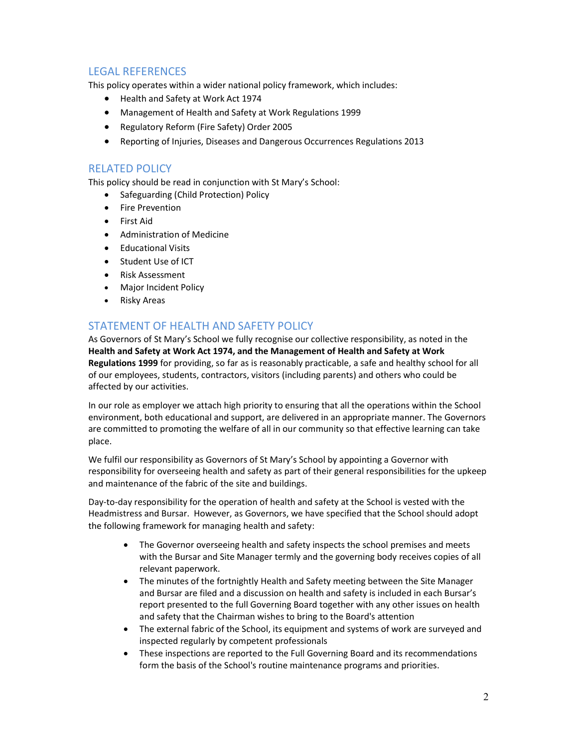## LEGAL REFERENCES

This policy operates within a wider national policy framework, which includes:

- Health and Safety at Work Act 1974
- Management of Health and Safety at Work Regulations 1999
- Regulatory Reform (Fire Safety) Order 2005
- Reporting of Injuries, Diseases and Dangerous Occurrences Regulations 2013

## RELATED POLICY

This policy should be read in conjunction with St Mary's School:

- Safeguarding (Child Protection) Policy
- Fire Prevention
- First Aid
- Administration of Medicine
- Educational Visits
- Student Use of ICT
- Risk Assessment
- Major Incident Policy
- Risky Areas

## STATEMENT OF HEALTH AND SAFETY POLICY

As Governors of St Mary's School we fully recognise our collective responsibility, as noted in the **Health and Safety at Work Act 1974, and the Management of Health and Safety at Work Regulations 1999** for providing, so far as is reasonably practicable, a safe and healthy school for all of our employees, students, contractors, visitors (including parents) and others who could be affected by our activities.

In our role as employer we attach high priority to ensuring that all the operations within the School environment, both educational and support, are delivered in an appropriate manner. The Governors are committed to promoting the welfare of all in our community so that effective learning can take place.

We fulfil our responsibility as Governors of St Mary's School by appointing a Governor with responsibility for overseeing health and safety as part of their general responsibilities for the upkeep and maintenance of the fabric of the site and buildings.

Day-to-day responsibility for the operation of health and safety at the School is vested with the Headmistress and Bursar. However, as Governors, we have specified that the School should adopt the following framework for managing health and safety:

- The Governor overseeing health and safety inspects the school premises and meets with the Bursar and Site Manager termly and the governing body receives copies of all relevant paperwork.
- The minutes of the fortnightly Health and Safety meeting between the Site Manager and Bursar are filed and a discussion on health and safety is included in each Bursar's report presented to the full Governing Board together with any other issues on health and safety that the Chairman wishes to bring to the Board's attention
- The external fabric of the School, its equipment and systems of work are surveyed and inspected regularly by competent professionals
- These inspections are reported to the Full Governing Board and its recommendations form the basis of the School's routine maintenance programs and priorities.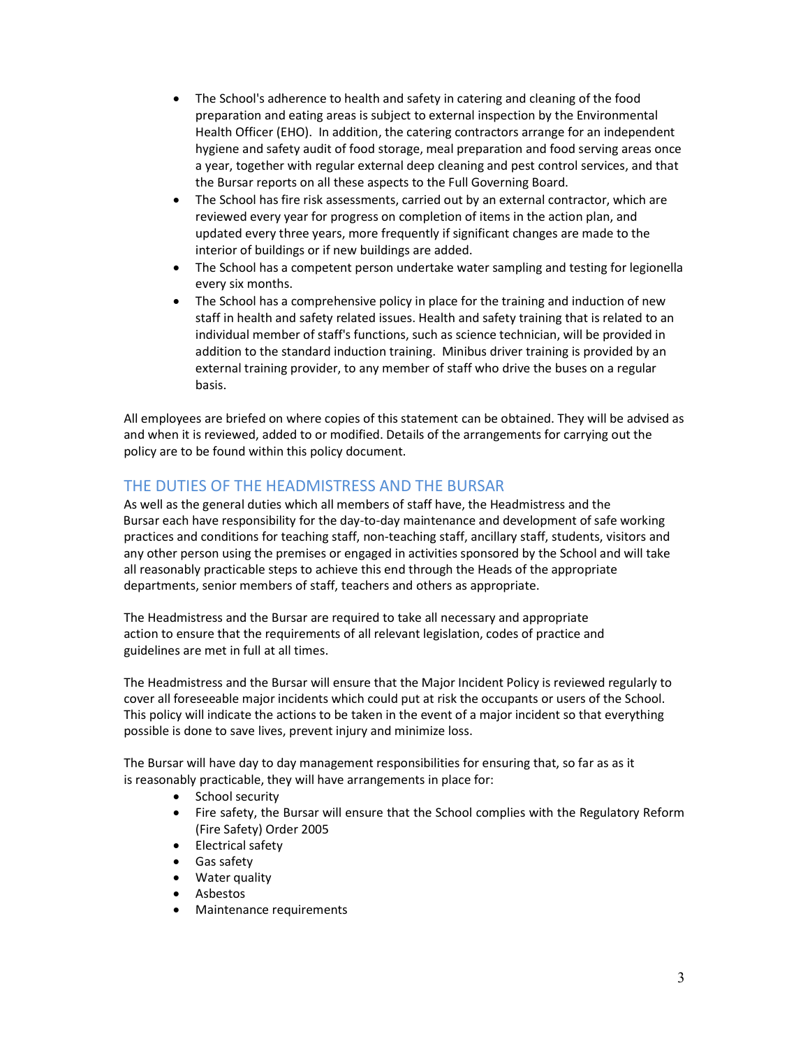- The School's adherence to health and safety in catering and cleaning of the food preparation and eating areas is subject to external inspection by the Environmental Health Officer (EHO). In addition, the catering contractors arrange for an independent hygiene and safety audit of food storage, meal preparation and food serving areas once a year, together with regular external deep cleaning and pest control services, and that the Bursar reports on all these aspects to the Full Governing Board.
- The School has fire risk assessments, carried out by an external contractor, which are reviewed every year for progress on completion of items in the action plan, and updated every three years, more frequently if significant changes are made to the interior of buildings or if new buildings are added.
- The School has a competent person undertake water sampling and testing for legionella every six months.
- The School has a comprehensive policy in place for the training and induction of new staff in health and safety related issues. Health and safety training that is related to an individual member of staff's functions, such as science technician, will be provided in addition to the standard induction training. Minibus driver training is provided by an external training provider, to any member of staff who drive the buses on a regular basis.

All employees are briefed on where copies of this statement can be obtained. They will be advised as and when it is reviewed, added to or modified. Details of the arrangements for carrying out the policy are to be found within this policy document.

## THE DUTIES OF THE HEADMISTRESS AND THE BURSAR

As well as the general duties which all members of staff have, the Headmistress and the Bursar each have responsibility for the day-to-day maintenance and development of safe working practices and conditions for teaching staff, non-teaching staff, ancillary staff, students, visitors and any other person using the premises or engaged in activities sponsored by the School and will take all reasonably practicable steps to achieve this end through the Heads of the appropriate departments, senior members of staff, teachers and others as appropriate.

The Headmistress and the Bursar are required to take all necessary and appropriate action to ensure that the requirements of all relevant legislation, codes of practice and guidelines are met in full at all times.

The Headmistress and the Bursar will ensure that the Major Incident Policy is reviewed regularly to cover all foreseeable major incidents which could put at risk the occupants or users of the School. This policy will indicate the actions to be taken in the event of a major incident so that everything possible is done to save lives, prevent injury and minimize loss.

The Bursar will have day to day management responsibilities for ensuring that, so far as as it is reasonably practicable, they will have arrangements in place for:

- School security
- Fire safety, the Bursar will ensure that the School complies with the Regulatory Reform (Fire Safety) Order 2005
- Electrical safety
- Gas safety
- Water quality
- Asbestos
- Maintenance requirements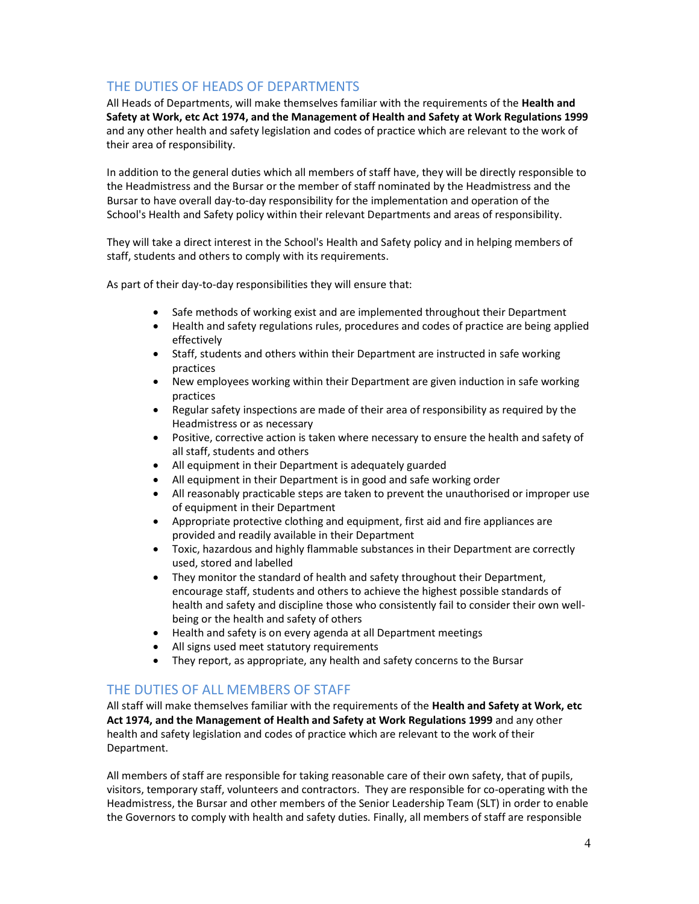## THE DUTIES OF HEADS OF DEPARTMENTS

All Heads of Departments, will make themselves familiar with the requirements of the **Health and Safety at Work, etc Act 1974, and the Management of Health and Safety at Work Regulations 1999** and any other health and safety legislation and codes of practice which are relevant to the work of their area of responsibility.

In addition to the general duties which all members of staff have, they will be directly responsible to the Headmistress and the Bursar or the member of staff nominated by the Headmistress and the Bursar to have overall day-to-day responsibility for the implementation and operation of the School's Health and Safety policy within their relevant Departments and areas of responsibility.

They will take a direct interest in the School's Health and Safety policy and in helping members of staff, students and others to comply with its requirements.

As part of their day-to-day responsibilities they will ensure that:

- Safe methods of working exist and are implemented throughout their Department
- Health and safety regulations rules, procedures and codes of practice are being applied effectively
- Staff, students and others within their Department are instructed in safe working practices
- New employees working within their Department are given induction in safe working practices
- Regular safety inspections are made of their area of responsibility as required by the Headmistress or as necessary
- Positive, corrective action is taken where necessary to ensure the health and safety of all staff, students and others
- All equipment in their Department is adequately guarded
- All equipment in their Department is in good and safe working order
- All reasonably practicable steps are taken to prevent the unauthorised or improper use of equipment in their Department
- Appropriate protective clothing and equipment, first aid and fire appliances are provided and readily available in their Department
- Toxic, hazardous and highly flammable substances in their Department are correctly used, stored and labelled
- They monitor the standard of health and safety throughout their Department, encourage staff, students and others to achieve the highest possible standards of health and safety and discipline those who consistently fail to consider their own well-being or the health and safety of others
- Health and safety is on every agenda at all Department meetings
- All signs used meet statutory requirements
- They report, as appropriate, any health and safety concerns to the Bursar

## THE DUTIES OF ALL MEMBERS OF STAFF

All staff will make themselves familiar with the requirements of the **Health and Safety at Work, etc Act 1974, and the Management of Health and Safety at Work Regulations 1999** and any other health and safety legislation and codes of practice which are relevant to the work of their Department.

All members of staff are responsible for taking reasonable care of their own safety, that of pupils, visitors, temporary staff, volunteers and contractors. They are responsible for co-operating with the Headmistress, the Bursar and other members of the Senior Leadership Team (SLT) in order to enable the Governors to comply with health and safety duties. Finally, all members of staff are responsible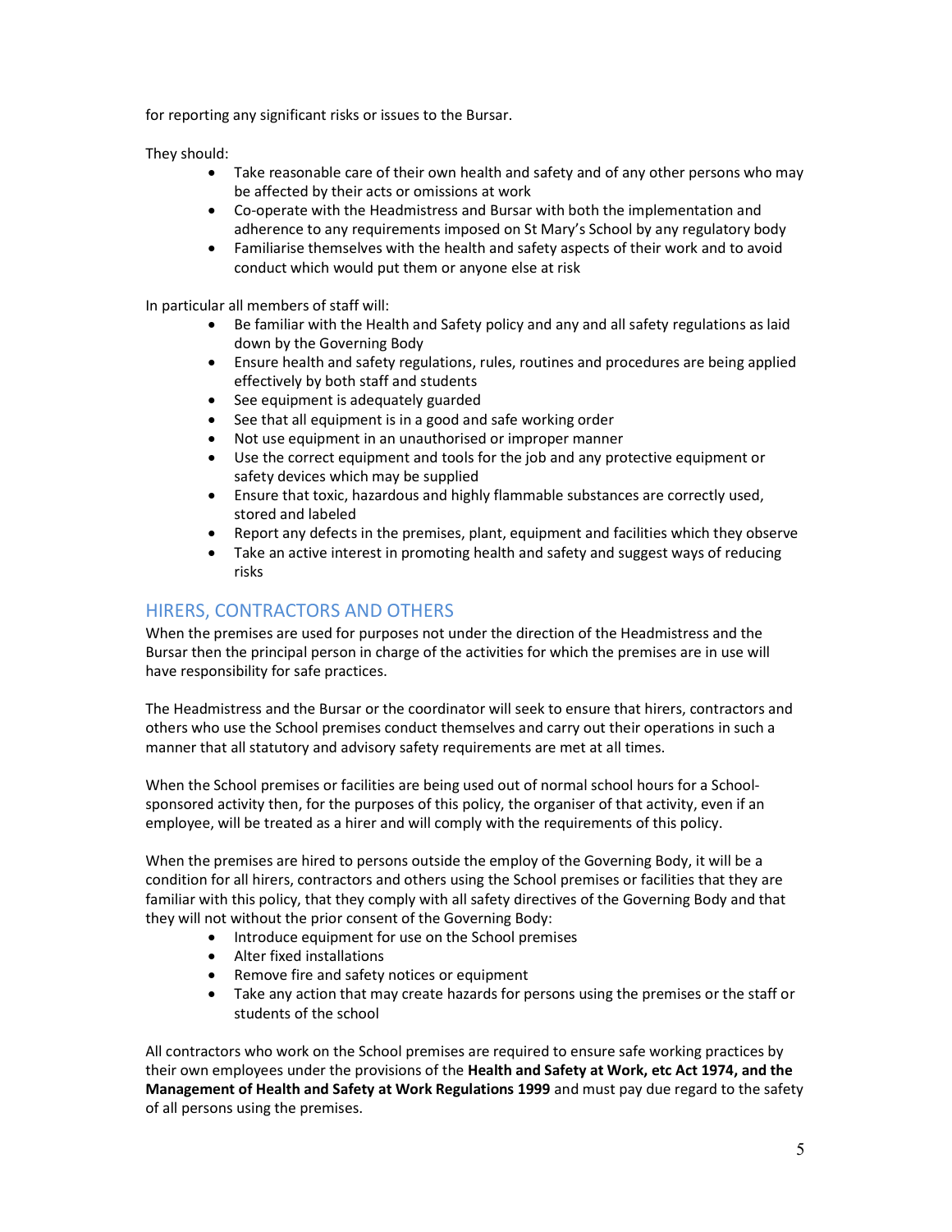for reporting any significant risks or issues to the Bursar.

They should:

- Take reasonable care of their own health and safety and of any other persons who may be affected by their acts or omissions at work
- Co-operate with the Headmistress and Bursar with both the implementation and adherence to any requirements imposed on St Mary's School by any regulatory body
- Familiarise themselves with the health and safety aspects of their work and to avoid conduct which would put them or anyone else at risk

In particular all members of staff will:

- Be familiar with the Health and Safety policy and any and all safety regulations as laid down by the Governing Body
- Ensure health and safety regulations, rules, routines and procedures are being applied effectively by both staff and students
- See equipment is adequately guarded
- See that all equipment is in a good and safe working order
- Not use equipment in an unauthorised or improper manner
- Use the correct equipment and tools for the job and any protective equipment or safety devices which may be supplied
- Ensure that toxic, hazardous and highly flammable substances are correctly used, stored and labeled
- Report any defects in the premises, plant, equipment and facilities which they observe
- Take an active interest in promoting health and safety and suggest ways of reducing risks

## HIRERS, CONTRACTORS AND OTHERS

When the premises are used for purposes not under the direction of the Headmistress and the Bursar then the principal person in charge of the activities for which the premises are in use will have responsibility for safe practices.

The Headmistress and the Bursar or the coordinator will seek to ensure that hirers, contractors and others who use the School premises conduct themselves and carry out their operations in such a manner that all statutory and advisory safety requirements are met at all times.

When the School premises or facilities are being used out of normal school hours for a School-sponsored activity then, for the purposes of this policy, the organiser of that activity, even if an employee, will be treated as a hirer and will comply with the requirements of this policy.

When the premises are hired to persons outside the employ of the Governing Body, it will be a condition for all hirers, contractors and others using the School premises or facilities that they are familiar with this policy, that they comply with all safety directives of the Governing Body and that they will not without the prior consent of the Governing Body:

- Introduce equipment for use on the School premises
- Alter fixed installations
- Remove fire and safety notices or equipment
- Take any action that may create hazards for persons using the premises or the staff or students of the school

All contractors who work on the School premises are required to ensure safe working practices by their own employees under the provisions of the **Health and Safety at Work, etc Act 1974, and the Management of Health and Safety at Work Regulations 1999** and must pay due regard to the safety of all persons using the premises.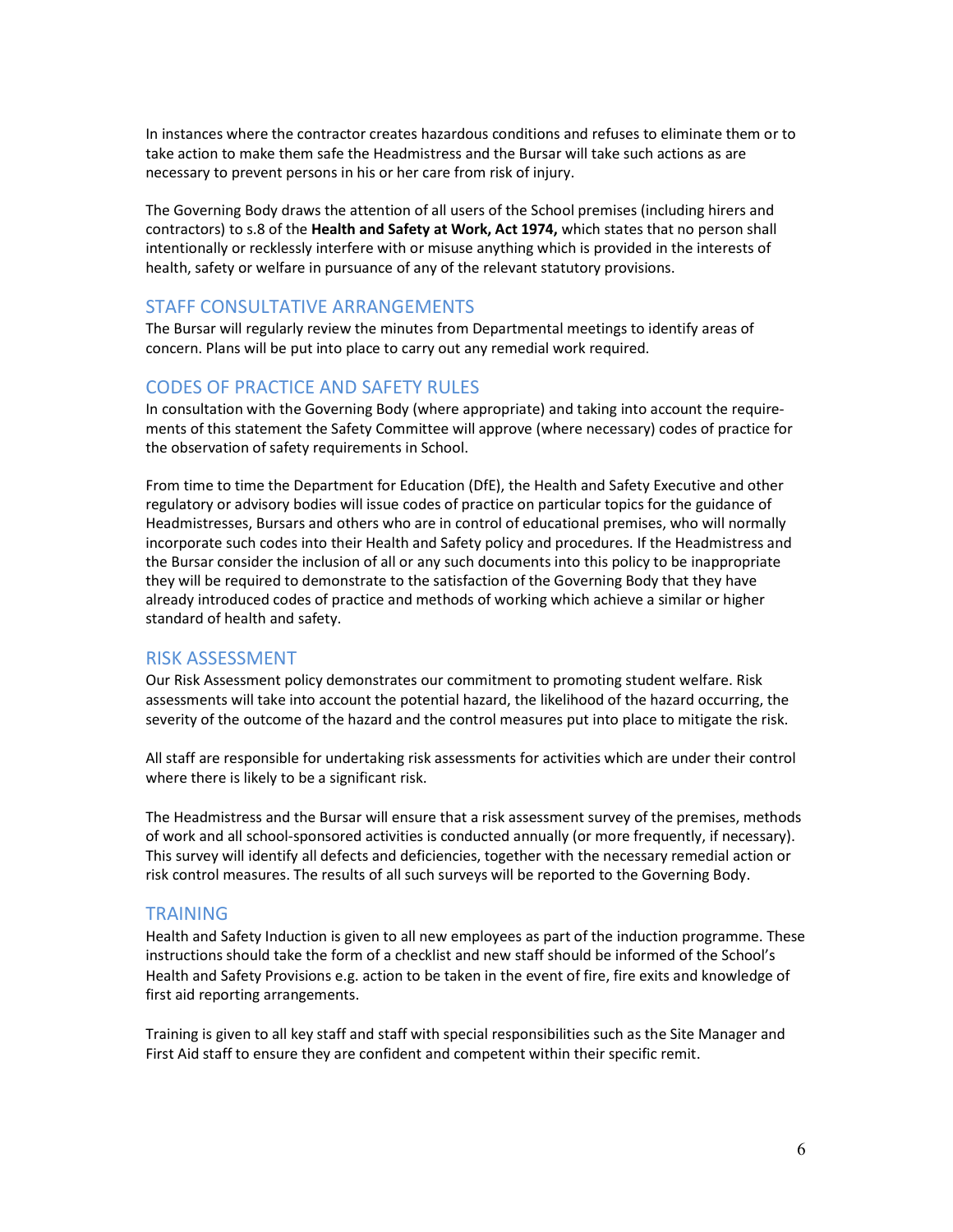In instances where the contractor creates hazardous conditions and refuses to eliminate them or to take action to make them safe the Headmistress and the Bursar will take such actions as are necessary to prevent persons in his or her care from risk of injury.

The Governing Body draws the attention of all users of the School premises (including hirers and contractors) to s.8 of the **Health and Safety at Work, Act 1974,** which states that no person shall intentionally or recklessly interfere with or misuse anything which is provided in the interests of health, safety or welfare in pursuance of any of the relevant statutory provisions.

## STAFF CONSULTATIVE ARRANGEMENTS

The Bursar will regularly review the minutes from Departmental meetings to identify areas of concern. Plans will be put into place to carry out any remedial work required.

## CODES OF PRACTICE AND SAFETY RULES

In consultation with the Governing Body (where appropriate) and taking into account the requirements of this statement the Safety Committee will approve (where necessary) codes of practice for the observation of safety requirements in School.

From time to time the Department for Education (DfE), the Health and Safety Executive and other regulatory or advisory bodies will issue codes of practice on particular topics for the guidance of Headmistresses, Bursars and others who are in control of educational premises, who will normally incorporate such codes into their Health and Safety policy and procedures. If the Headmistress and the Bursar consider the inclusion of all or any such documents into this policy to be inappropriate they will be required to demonstrate to the satisfaction of the Governing Body that they have already introduced codes of practice and methods of working which achieve a similar or higher standard of health and safety.

## RISK ASSESSMENT

Our Risk Assessment policy demonstrates our commitment to promoting student welfare. Risk assessments will take into account the potential hazard, the likelihood of the hazard occurring, the severity of the outcome of the hazard and the control measures put into place to mitigate the risk.

All staff are responsible for undertaking risk assessments for activities which are under their control where there is likely to be a significant risk.

The Headmistress and the Bursar will ensure that a risk assessment survey of the premises, methods of work and all school-sponsored activities is conducted annually (or more frequently, if necessary). This survey will identify all defects and deficiencies, together with the necessary remedial action or risk control measures. The results of all such surveys will be reported to the Governing Body.

## TRAINING

Health and Safety Induction is given to all new employees as part of the induction programme. These instructions should take the form of a checklist and new staff should be informed of the School's Health and Safety Provisions e.g. action to be taken in the event of fire, fire exits and knowledge of first aid reporting arrangements.

Training is given to all key staff and staff with special responsibilities such as the Site Manager and First Aid staff to ensure they are confident and competent within their specific remit.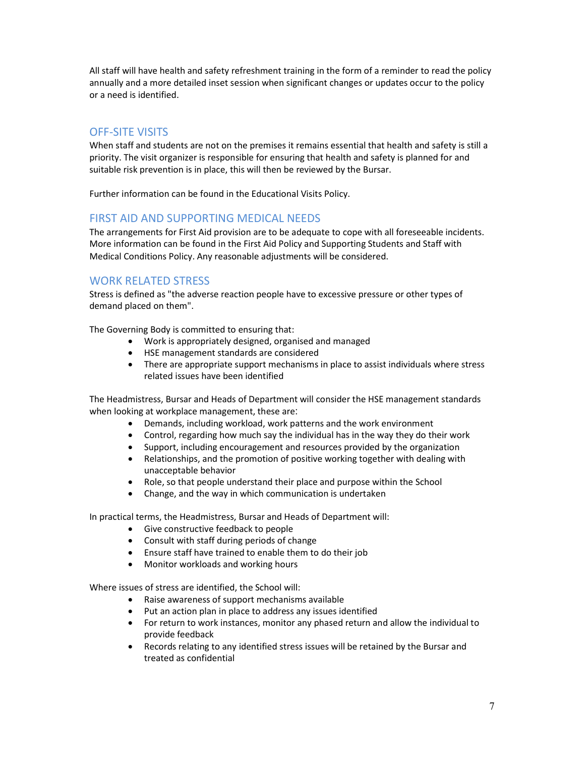All staff will have health and safety refreshment training in the form of a reminder to read the policy annually and a more detailed inset session when significant changes or updates occur to the policy or a need is identified.

## OFF-SITE VISITS

When staff and students are not on the premises it remains essential that health and safety is still a priority. The visit organizer is responsible for ensuring that health and safety is planned for and suitable risk prevention is in place, this will then be reviewed by the Bursar.

Further information can be found in the Educational Visits Policy.

## FIRST AID AND SUPPORTING MEDICAL NEEDS

The arrangements for First Aid provision are to be adequate to cope with all foreseeable incidents. More information can be found in the First Aid Policy and Supporting Students and Staff with Medical Conditions Policy. Any reasonable adjustments will be considered.

## WORK RELATED STRESS

Stress is defined as "the adverse reaction people have to excessive pressure or other types of demand placed on them".

The Governing Body is committed to ensuring that:

- Work is appropriately designed, organised and managed
- HSE management standards are considered
- There are appropriate support mechanisms in place to assist individuals where stress related issues have been identified

The Headmistress, Bursar and Heads of Department will consider the HSE management standards when looking at workplace management, these are:

- Demands, including workload, work patterns and the work environment
- Control, regarding how much say the individual has in the way they do their work
- Support, including encouragement and resources provided by the organization
- Relationships, and the promotion of positive working together with dealing with unacceptable behavior
- Role, so that people understand their place and purpose within the School
- Change, and the way in which communication is undertaken

In practical terms, the Headmistress, Bursar and Heads of Department will:

- Give constructive feedback to people
- Consult with staff during periods of change
- Ensure staff have trained to enable them to do their job
- Monitor workloads and working hours

Where issues of stress are identified, the School will:

- Raise awareness of support mechanisms available
- Put an action plan in place to address any issues identified
- For return to work instances, monitor any phased return and allow the individual to provide feedback
- Records relating to any identified stress issues will be retained by the Bursar and treated as confidential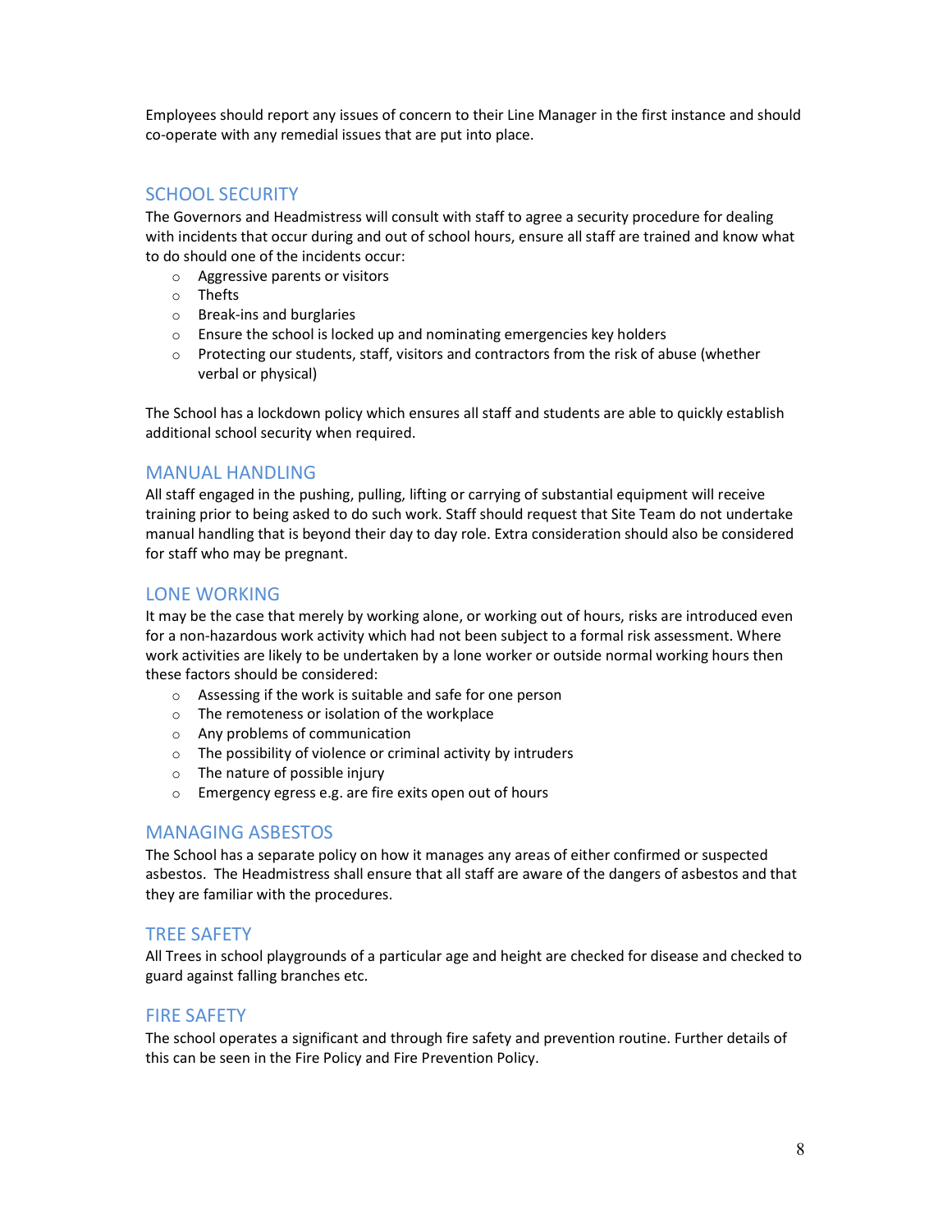Employees should report any issues of concern to their Line Manager in the first instance and should co-operate with any remedial issues that are put into place.

## SCHOOL SECURITY

The Governors and Headmistress will consult with staff to agree a security procedure for dealing with incidents that occur during and out of school hours, ensure all staff are trained and know what to do should one of the incidents occur:

- Aggressive parents or visitors
- Thefts
- Break-ins and burglaries
- Ensure the school is locked up and nominating emergencies key holders
- Protecting our students, staff, visitors and contractors from the risk of abuse (whether verbal or physical)

The School has a lockdown policy which ensures all staff and students are able to quickly establish additional school security when required.

## MANUAL HANDLING

All staff engaged in the pushing, pulling, lifting or carrying of substantial equipment will receive training prior to being asked to do such work. Staff should request that Site Team do not undertake manual handling that is beyond their day to day role. Extra consideration should also be considered for staff who may be pregnant.

## LONE WORKING

It may be the case that merely by working alone, or working out of hours, risks are introduced even for a non-hazardous work activity which had not been subject to a formal risk assessment. Where work activities are likely to be undertaken by a lone worker or outside normal working hours then these factors should be considered:

- Assessing if the work is suitable and safe for one person
- The remoteness or isolation of the workplace
- Any problems of communication
- The possibility of violence or criminal activity by intruders
- The nature of possible injury
- Emergency egress e.g. are fire exits open out of hours

## MANAGING ASBESTOS

The School has a separate policy on how it manages any areas of either confirmed or suspected asbestos. The Headmistress shall ensure that all staff are aware of the dangers of asbestos and that they are familiar with the procedures.

## TREE SAFETY

All Trees in school playgrounds of a particular age and height are checked for disease and checked to guard against falling branches etc.

## FIRE SAFETY

The school operates a significant and through fire safety and prevention routine. Further details of this can be seen in the Fire Policy and Fire Prevention Policy.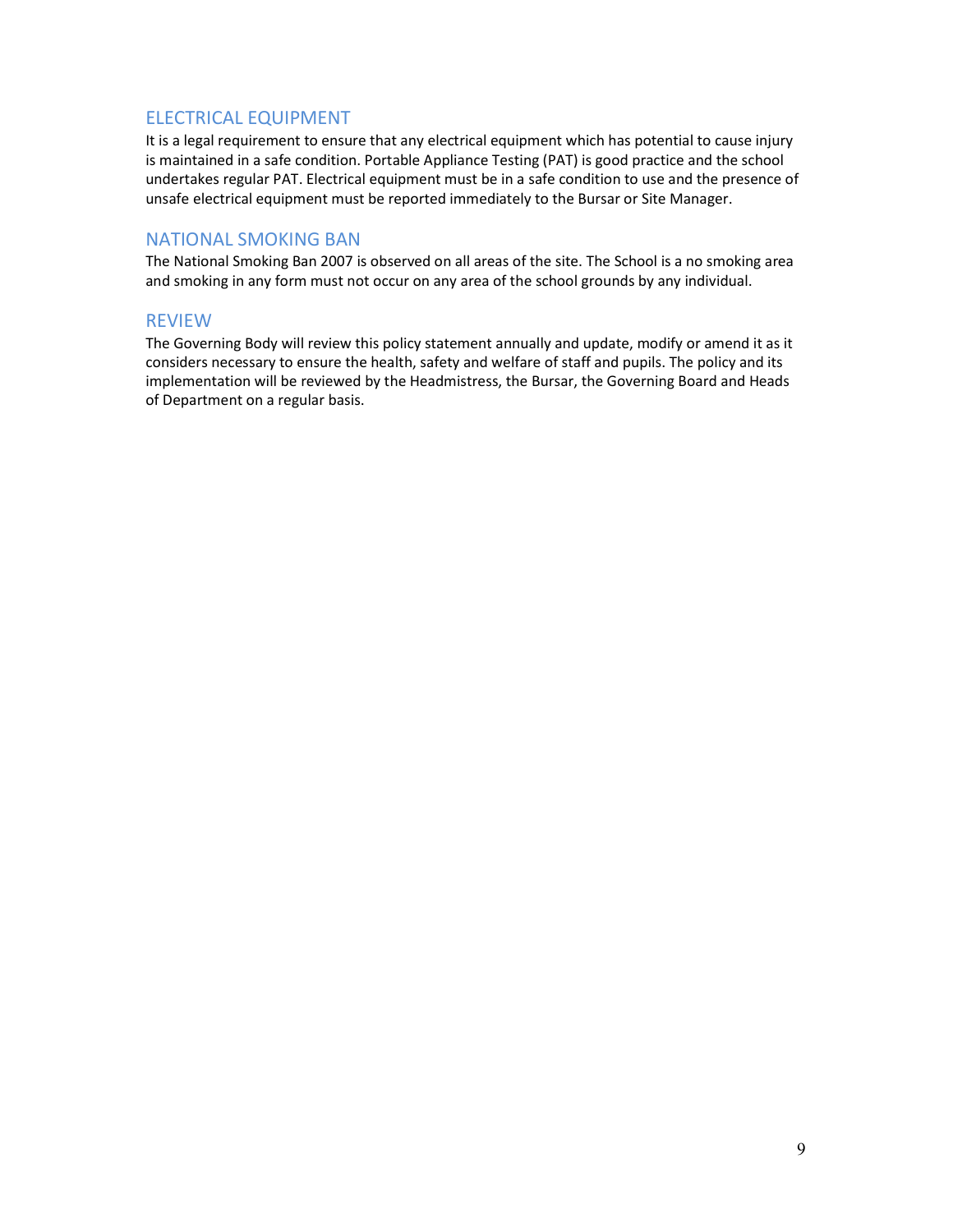## ELECTRICAL EQUIPMENT

It is a legal requirement to ensure that any electrical equipment which has potential to cause injury is maintained in a safe condition. Portable Appliance Testing (PAT) is good practice and the school undertakes regular PAT. Electrical equipment must be in a safe condition to use and the presence of unsafe electrical equipment must be reported immediately to the Bursar or Site Manager.

## NATIONAL SMOKING BAN

The National Smoking Ban 2007 is observed on all areas of the site. The School is a no smoking area and smoking in any form must not occur on any area of the school grounds by any individual.

## REVIEW

The Governing Body will review this policy statement annually and update, modify or amend it as it considers necessary to ensure the health, safety and welfare of staff and pupils. The policy and its implementation will be reviewed by the Headmistress, the Bursar, the Governing Board and Heads of Department on a regular basis.